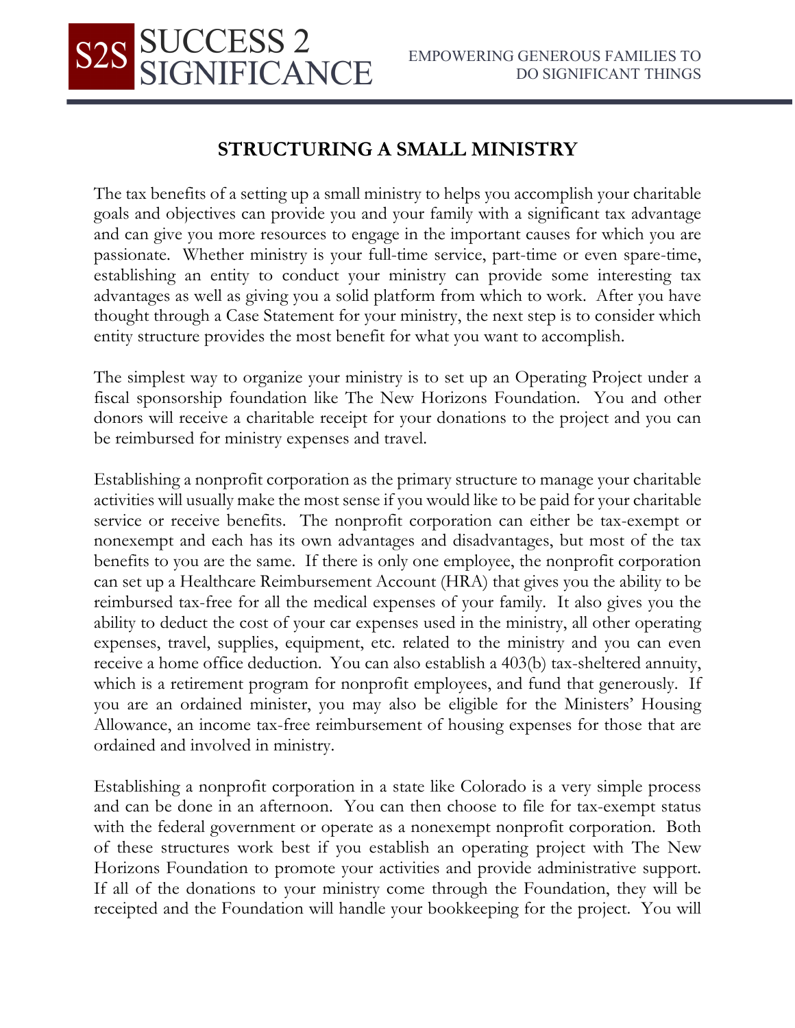# STRUCTURING A SMALL MINISTRY

The tax benefits of a setting up a small ministry to helps you accomplish your charitable goals and objectives can provide you and your family with a significant tax advantage and can give you more resources to engage in the important causes for which you are passionate. Whether ministry is your full-time service, part-time or even spare-time, establishing an entity to conduct your ministry can provide some interesting tax advantages as well as giving you a solid platform from which to work. After you have thought through a Case Statement for your ministry, the next step is to consider which entity structure provides the most benefit for what you want to accomplish.

The simplest way to organize your ministry is to set up an Operating Project under a fiscal sponsorship foundation like The New Horizons Foundation. You and other donors will receive a charitable receipt for your donations to the project and you can be reimbursed for ministry expenses and travel.

Establishing a nonprofit corporation as the primary structure to manage your charitable activities will usually make the most sense if you would like to be paid for your charitable service or receive benefits. The nonprofit corporation can either be tax-exempt or nonexempt and each has its own advantages and disadvantages, but most of the tax benefits to you are the same. If there is only one employee, the nonprofit corporation can set up a Healthcare Reimbursement Account (HRA) that gives you the ability to be reimbursed tax-free for all the medical expenses of your family. It also gives you the ability to deduct the cost of your car expenses used in the ministry, all other operating expenses, travel, supplies, equipment, etc. related to the ministry and you can even receive a home office deduction. You can also establish a 403(b) tax-sheltered annuity, which is a retirement program for nonprofit employees, and fund that generously. If you are an ordained minister, you may also be eligible for the Ministers' Housing Allowance, an income tax-free reimbursement of housing expenses for those that are ordained and involved in ministry.

Establishing a nonprofit corporation in a state like Colorado is a very simple process and can be done in an afternoon. You can then choose to file for tax-exempt status with the federal government or operate as a nonexempt nonprofit corporation. Both of these structures work best if you establish an operating project with The New Horizons Foundation to promote your activities and provide administrative support. If all of the donations to your ministry come through the Foundation, they will be receipted and the Foundation will handle your bookkeeping for the project. You will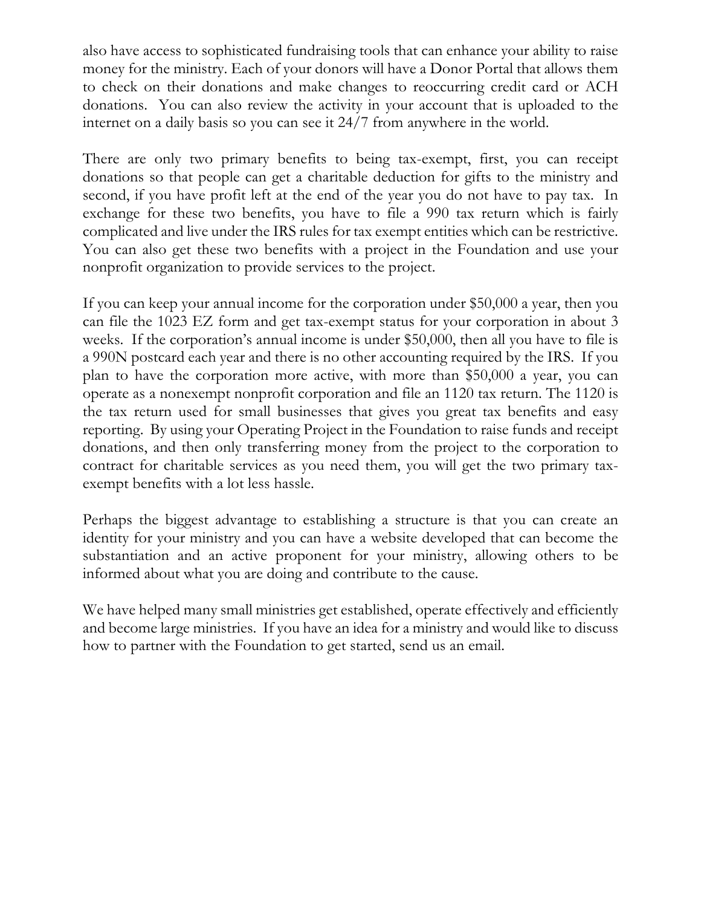also have access to sophisticated fundraising tools that can enhance your ability to raise money for the ministry. Each of your donors will have a Donor Portal that allows them to check on their donations and make changes to reoccurring credit card or ACH donations. You can also review the activity in your account that is uploaded to the internet on a daily basis so you can see it 24/7 from anywhere in the world.

There are only two primary benefits to being tax-exempt, first, you can receipt donations so that people can get a charitable deduction for gifts to the ministry and second, if you have profit left at the end of the year you do not have to pay tax. In exchange for these two benefits, you have to file a 990 tax return which is fairly complicated and live under the IRS rules for tax exempt entities which can be restrictive. You can also get these two benefits with a project in the Foundation and use your nonprofit organization to provide services to the project.

If you can keep your annual income for the corporation under $50,000 a year, then you can file the 1023 EZ form and get tax-exempt status for your corporation in about 3 weeks. If the corporation's annual income is under $50,000, then all you have to file is a 990N postcard each year and there is no other accounting required by the IRS. If you plan to have the corporation more active, with more than $50,000 a year, you can operate as a nonexempt nonprofit corporation and file an 1120 tax return. The 1120 is the tax return used for small businesses that gives you great tax benefits and easy reporting. By using your Operating Project in the Foundation to raise funds and receipt donations, and then only transferring money from the project to the corporation to contract for charitable services as you need them, you will get the two primary tax-exempt benefits with a lot less hassle.

Perhaps the biggest advantage to establishing a structure is that you can create an identity for your ministry and you can have a website developed that can become the substantiation and an active proponent for your ministry, allowing others to be informed about what you are doing and contribute to the cause.

We have helped many small ministries get established, operate effectively and efficiently and become large ministries. If you have an idea for a ministry and would like to discuss how to partner with the Foundation to get started, send us an email.